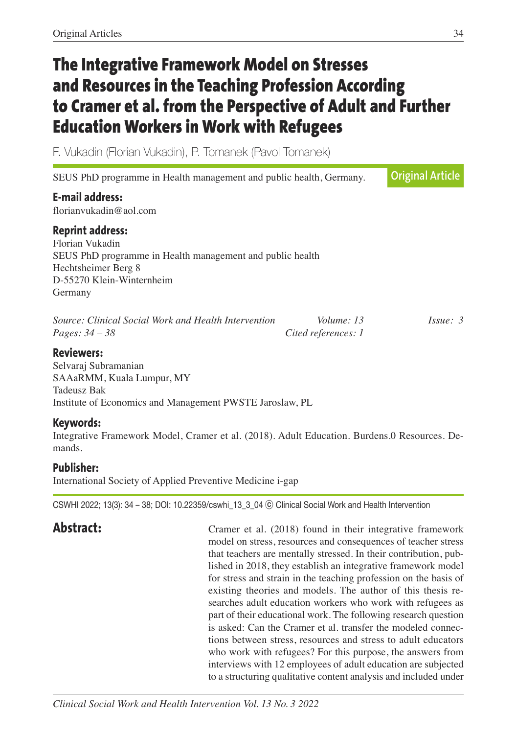# The Integrative Framework Model on Stresses and Resources in the Teaching Profession According to Cramer et al. from the Perspective of Adult and Further Education Workers in Work with Refugees

F. Vukadin (Florian Vukadin), P. Tomanek (Pavol Tomanek)

SEUS PhD programme in Health management and public health, Germany.

**Original Article**

### E-mail address:

florianvukadin@aol.com

### Reprint address:

Florian Vukadin
SEUS PhD programme in Health management and public health
Hechtsheimer Berg 8
D-55270 Klein-Winternheim
Germany

*Source: Clinical Social Work and Health Intervention* *Volume: 13* *Issue: 3*
*Pages: 34 – 38* *Cited references: 1*

### Reviewers:

Selvaraj Subramanian
SAAaRMM, Kuala Lumpur, MY
Tadeusz Bak
Institute of Economics and Management PWSTE Jaroslaw, PL

### Keywords:

Integrative Framework Model, Cramer et al. (2018). Adult Education. Burdens.0 Resources. Demands.

### Publisher:

International Society of Applied Preventive Medicine i-gap

CSWHI 2022; 13(3): 34 – 38; DOI: 10.22359/cswhi_13_3_04 © Clinical Social Work and Health Intervention

## Abstract:

Cramer et al. (2018) found in their integrative framework model on stress, resources and consequences of teacher stress that teachers are mentally stressed. In their contribution, published in 2018, they establish an integrative framework model for stress and strain in the teaching profession on the basis of existing theories and models. The author of this thesis researches adult education workers who work with refugees as part of their educational work. The following research question is asked: Can the Cramer et al. transfer the modeled connections between stress, resources and stress to adult educators who work with refugees? For this purpose, the answers from interviews with 12 employees of adult education are subjected to a structuring qualitative content analysis and included under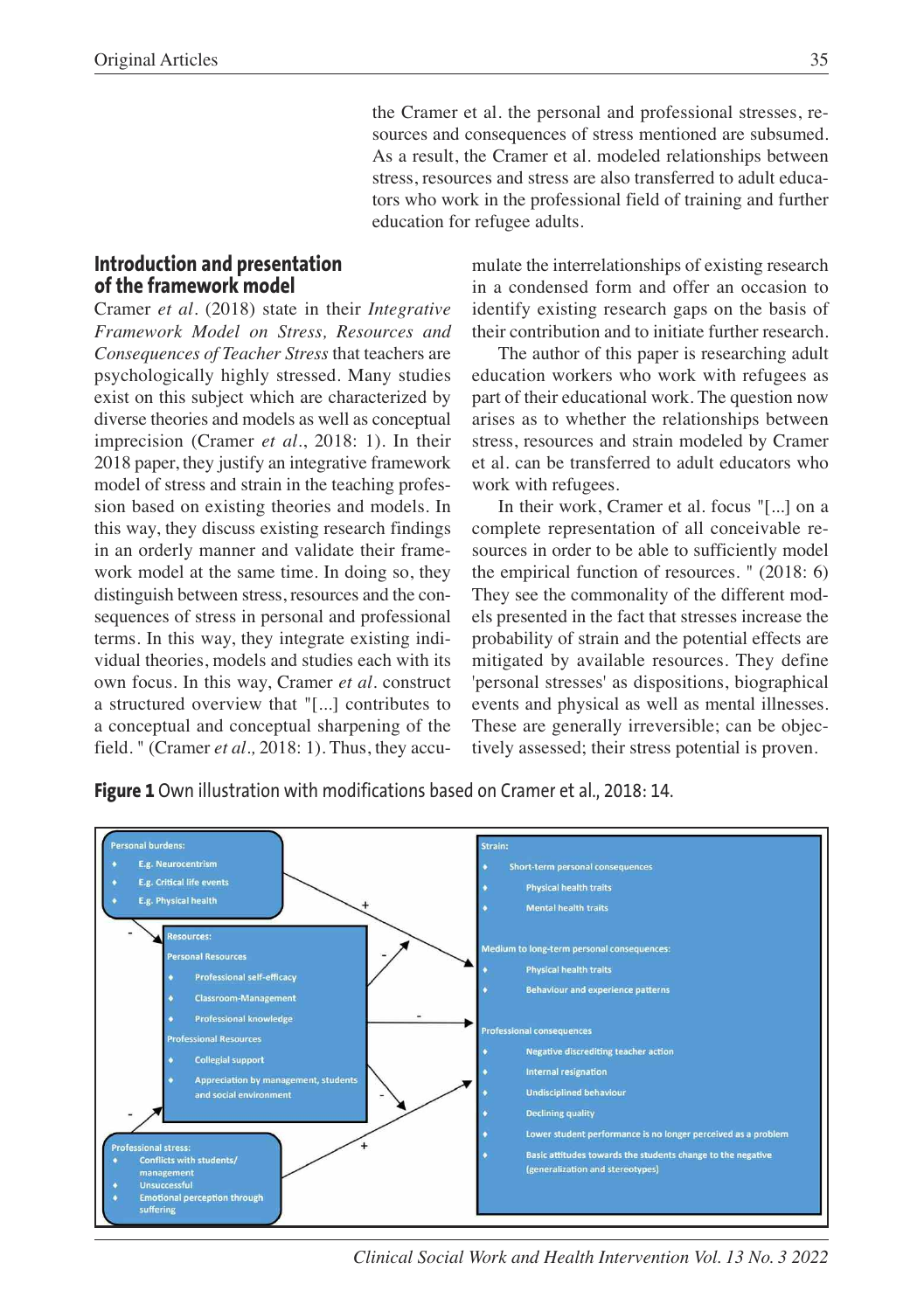the Cramer et al. the personal and professional stresses, resources and consequences of stress mentioned are subsumed. As a result, the Cramer et al. modeled relationships between stress, resources and stress are also transferred to adult educators who work in the professional field of training and further education for refugee adults.

## Introduction and presentation of the framework model

Cramer *et al*. (2018) state in their *Integrative Framework Model on Stress, Resources and Consequences of Teacher Stress* that teachers are psychologically highly stressed. Many studies exist on this subject which are characterized by diverse theories and models as well as conceptual imprecision (Cramer *et al*., 2018: 1). In their 2018 paper, they justify an integrative framework model of stress and strain in the teaching profession based on existing theories and models. In this way, they discuss existing research findings in an orderly manner and validate their framework model at the same time. In doing so, they distinguish between stress, resources and the consequences of stress in personal and professional terms. In this way, they integrate existing individual theories, models and studies each with its own focus. In this way, Cramer *et al*. construct a structured overview that "[...] contributes to a conceptual and conceptual sharpening of the field. " (Cramer *et al*., 2018: 1). Thus, they accumulate the interrelationships of existing research in a condensed form and offer an occasion to identify existing research gaps on the basis of their contribution and to initiate further research.

The author of this paper is researching adult education workers who work with refugees as part of their educational work. The question now arises as to whether the relationships between stress, resources and strain modeled by Cramer et al. can be transferred to adult educators who work with refugees.

In their work, Cramer et al. focus "[...] on a complete representation of all conceivable resources in order to be able to sufficiently model the empirical function of resources. " (2018: 6) They see the commonality of the different models presented in the fact that stresses increase the probability of strain and the potential effects are mitigated by available resources. They define 'personal stresses' as dispositions, biographical events and physical as well as mental illnesses. These are generally irreversible; can be objectively assessed; their stress potential is proven.

**Figure 1** Own illustration with modifications based on Cramer et al., 2018: 14.

Personal burdens:
- E.g. Neurocentrism
- E.g. Critical life events
- E.g. Physical health

Resources:
Personal Resources
- Professional self-efficacy
- Classroom-Management
- Professional knowledge

Professional Resources
- Collegial support
- Appreciation by management, students and social environment

Professional stress:
- Conflicts with students/ management
- Unsuccessful
- Emotional perception through suffering

Strain:
- Short-term personal consequences
- Physical health traits
- Mental health traits

Medium to long-term personal consequences:
- Physical health traits
- Behaviour and experience patterns

Professional consequences
- Negative discrediting teacher action
- Internal resignation
- Undisciplined behaviour
- Declining quality
- Lower student performance is no longer perceived as a problem
- Basic attitudes towards the students change to the negative (generalization and stereotypes)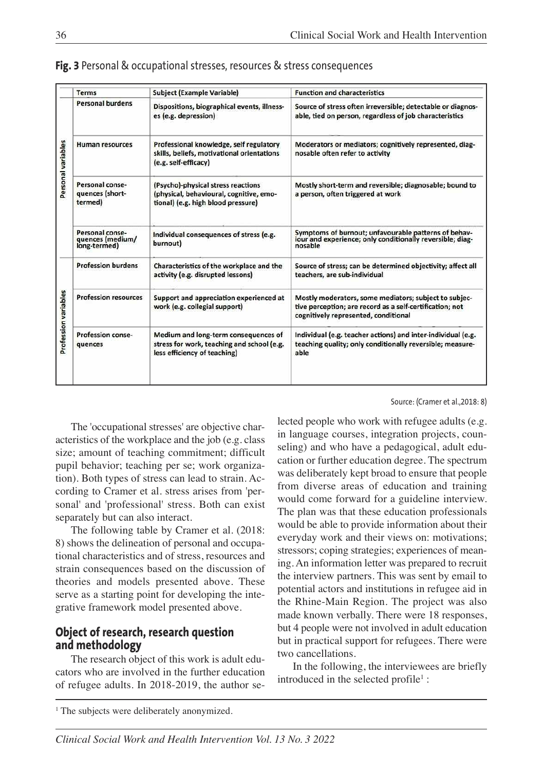**Fig. 3** Personal & occupational stresses, resources & stress consequences

| | Terms | Subject (Example Variable) | Function and characteristics |
|---|---|---|---|
| Personal variables | Personal burdens | Dispositions, biographical events, illnesses (e.g. depression) | Source of stress often irreversible; detectable or diagnosable, tied on person, regardless of job characteristics |
| | Human resources | Professional knowledge, self regulatory skills, beliefs, motivational orientations (e.g. self-efficacy) | Moderators or mediators; cognitively represented, diagnosable often refer to activity |
| | Personal consequences (short-termed) | (Psycho)-physical stress reactions (physical, behavioural, cognitive, emotional) (e.g. high blood pressure) | Mostly short-term and reversible; diagnosable; bound to a person, often triggered at work |
| | Personal consequences (medium/long-termed) | Individual consequences of stress (e.g. burnout) | Symptoms of burnout; unfavourable patterns of behaviour and experience; only conditionally reversible; diagnosable |
| Profession variables | Profession burdens | Characteristics of the workplace and the activity (e.g. disrupted lessons) | Source of stress; can be determined objectivity; affect all teachers, are sub-individual |
| | Profession resources | Support and appreciation experienced at work (e.g. collegial support) | Mostly moderators, some mediators; subject to subjective perception; are record as a self-certification; not cognitively represented, conditional |
| | Profession consequences | Medium and long-term consequences of stress for work, teaching and school (e.g. less efficiency of teaching) | Individual (e.g. teacher actions) and inter-individual (e.g. teaching quality; only conditionally reversible; measureable |

Source: (Cramer et al.,2018: 8)

The 'occupational stresses' are objective characteristics of the workplace and the job (e.g. class size; amount of teaching commitment; difficult pupil behavior; teaching per se; work organization). Both types of stress can lead to strain. According to Cramer et al. stress arises from 'personal' and 'professional' stress. Both can exist separately but can also interact.

The following table by Cramer et al. (2018: 8) shows the delineation of personal and occupational characteristics and of stress, resources and strain consequences based on the discussion of theories and models presented above. These serve as a starting point for developing the integrative framework model presented above.

## Object of research, research question and methodology

The research object of this work is adult educators who are involved in the further education of refugee adults. In 2018-2019, the author selected people who work with refugee adults (e.g. in language courses, integration projects, counseling) and who have a pedagogical, adult education or further education degree. The spectrum was deliberately kept broad to ensure that people from diverse areas of education and training would come forward for a guideline interview. The plan was that these education professionals would be able to provide information about their everyday work and their views on: motivations; stressors; coping strategies; experiences of meaning. An information letter was prepared to recruit the interview partners. This was sent by email to potential actors and institutions in refugee aid in the Rhine-Main Region. The project was also made known verbally. There were 18 responses, but 4 people were not involved in adult education but in practical support for refugees. There were two cancellations.

In the following, the interviewees are briefly introduced in the selected profile[1] :

[1] The subjects were deliberately anonymized.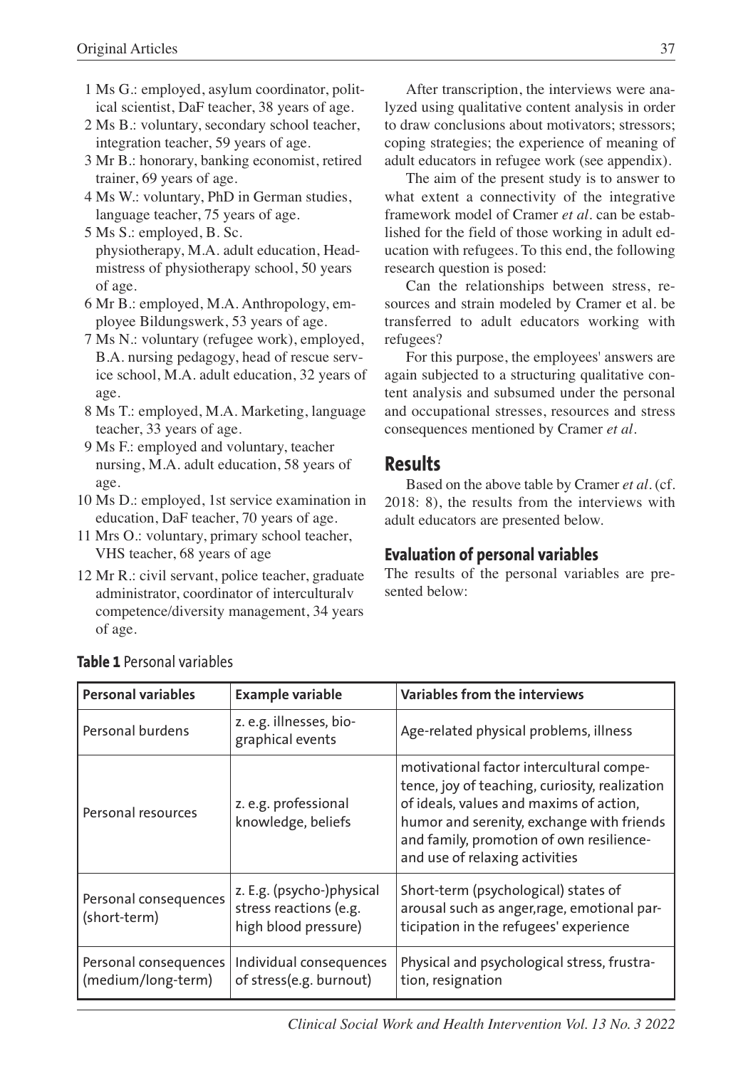1 Ms G.: employed, asylum coordinator, political scientist, DaF teacher, 38 years of age.

2 Ms B.: voluntary, secondary school teacher, integration teacher, 59 years of age.

3 Mr B.: honorary, banking economist, retired trainer, 69 years of age.

4 Ms W.: voluntary, PhD in German studies, language teacher, 75 years of age.

5 Ms S.: employed, B. Sc. physiotherapy, M.A. adult education, Headmistress of physiotherapy school, 50 years of age.

6 Mr B.: employed, M.A. Anthropology, employee Bildungswerk, 53 years of age.

7 Ms N.: voluntary (refugee work), employed, B.A. nursing pedagogy, head of rescue service school, M.A. adult education, 32 years of age.

8 Ms T.: employed, M.A. Marketing, language teacher, 33 years of age.

9 Ms F.: employed and voluntary, teacher nursing, M.A. adult education, 58 years of age.

10 Ms D.: employed, 1st service examination in education, DaF teacher, 70 years of age.

11 Mrs O.: voluntary, primary school teacher, VHS teacher, 68 years of age

12 Mr R.: civil servant, police teacher, graduate administrator, coordinator of interculturalv competence/diversity management, 34 years of age.

After transcription, the interviews were analyzed using qualitative content analysis in order to draw conclusions about motivators; stressors; coping strategies; the experience of meaning of adult educators in refugee work (see appendix).

The aim of the present study is to answer to what extent a connectivity of the integrative framework model of Cramer *et al.* can be established for the field of those working in adult education with refugees. To this end, the following research question is posed:

Can the relationships between stress, resources and strain modeled by Cramer et al. be transferred to adult educators working with refugees?

For this purpose, the employees' answers are again subjected to a structuring qualitative content analysis and subsumed under the personal and occupational stresses, resources and stress consequences mentioned by Cramer *et al.*

## Results

Based on the above table by Cramer *et al.* (cf. 2018: 8), the results from the interviews with adult educators are presented below.

### Evaluation of personal variables

The results of the personal variables are presented below:

**Table 1** Personal variables

| Personal variables | Example variable | Variables from the interviews |
|---|---|---|
| Personal burdens | z. e.g. illnesses, biographical events | Age-related physical problems, illness |
| Personal resources | z. e.g. professional knowledge, beliefs | motivational factor intercultural competence, joy of teaching, curiosity, realization of ideals, values and maxims of action, humor and serenity, exchange with friends and family, promotion of own resilience- and use of relaxing activities |
| Personal consequences (short-term) | z. E.g. (psycho-)physical stress reactions (e.g. high blood pressure) | Short-term (psychological) states of arousal such as anger,rage, emotional participation in the refugees' experience |
| Personal consequences (medium/long-term) | Individual consequences of stress(e.g. burnout) | Physical and psychological stress, frustration, resignation |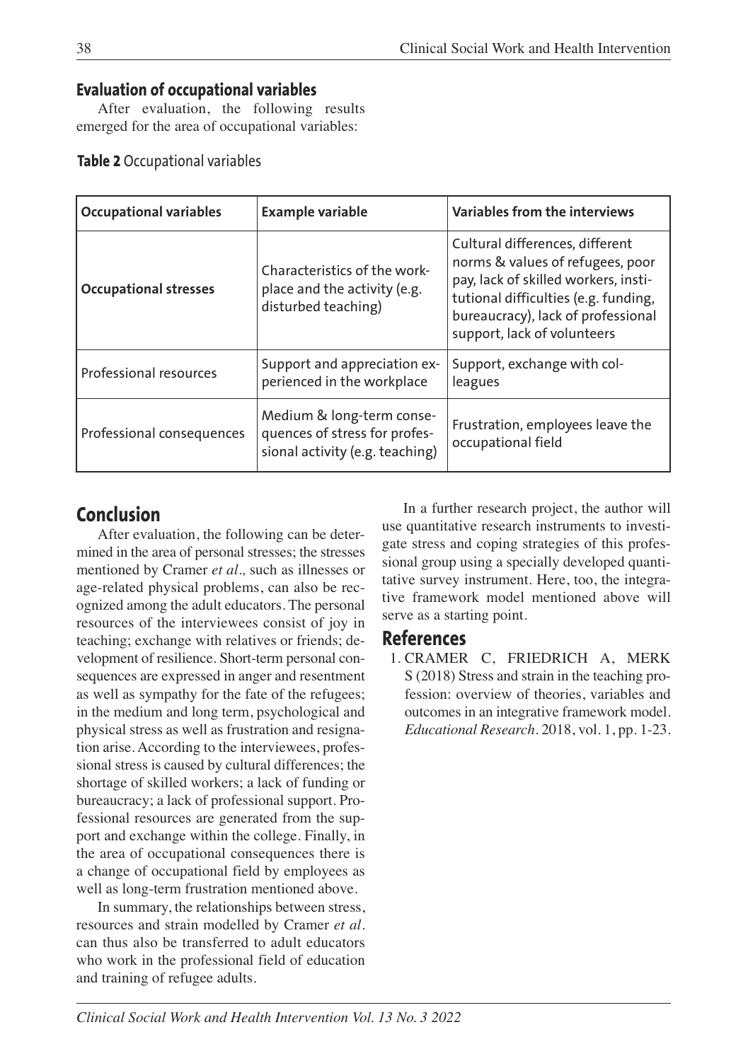### Evaluation of occupational variables

After evaluation, the following results emerged for the area of occupational variables:

**Table 2** Occupational variables

| Occupational variables | Example variable | Variables from the interviews |
|---|---|---|
| **Occupational stresses** | Characteristics of the workplace and the activity (e.g. disturbed teaching) | Cultural differences, different norms & values of refugees, poor pay, lack of skilled workers, institutional difficulties (e.g. funding, bureaucracy), lack of professional support, lack of volunteers |
| Professional resources | Support and appreciation experienced in the workplace | Support, exchange with colleagues |
| Professional consequences | Medium & long-term consequences of stress for professional activity (e.g. teaching) | Frustration, employees leave the occupational field |

## Conclusion

After evaluation, the following can be determined in the area of personal stresses; the stresses mentioned by Cramer *et al.,* such as illnesses or age-related physical problems, can also be recognized among the adult educators. The personal resources of the interviewees consist of joy in teaching; exchange with relatives or friends; development of resilience. Short-term personal consequences are expressed in anger and resentment as well as sympathy for the fate of the refugees; in the medium and long term, psychological and physical stress as well as frustration and resignation arise. According to the interviewees, professional stress is caused by cultural differences; the shortage of skilled workers; a lack of funding or bureaucracy; a lack of professional support. Professional resources are generated from the support and exchange within the college. Finally, in the area of occupational consequences there is a change of occupational field by employees as well as long-term frustration mentioned above.

In summary, the relationships between stress, resources and strain modelled by Cramer *et al.* can thus also be transferred to adult educators who work in the professional field of education and training of refugee adults.

In a further research project, the author will use quantitative research instruments to investigate stress and coping strategies of this professional group using a specially developed quantitative survey instrument. Here, too, the integrative framework model mentioned above will serve as a starting point.

## References

1. CRAMER C, FRIEDRICH A, MERK S (2018) Stress and strain in the teaching profession: overview of theories, variables and outcomes in an integrative framework model. *Educational Research*. 2018, vol. 1, pp. 1-23.